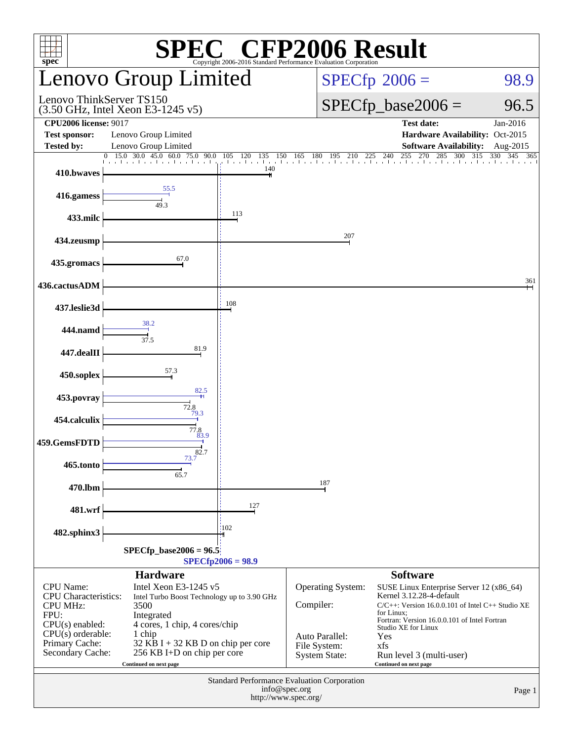# SPEC® CFP2006 Result

Copyright 2006-2016 Standard Performance Evaluation Corporation

## Lenovo Group Limited

Lenovo ThinkServer TS150
(3.50 GHz, Intel Xeon E3-1245 v5)

SPECfp 2006 = 98.9

SPECfp_base2006 = 96.5

| | | | |
|---|---|---|---|
| **CPU2006 license:** 9017 | | **Test date:** | Jan-2016 |
| **Test sponsor:** | Lenovo Group Limited | **Hardware Availability:** | Oct-2015 |
| **Tested by:** | Lenovo Group Limited | **Software Availability:** | Aug-2015 |

| Benchmark | Base | Peak |
|---|---|---|
| 410.bwaves | 140 | |
| 416.gamess | 49.3 | 55.5 |
| 433.milc | 113 | |
| 434.zeusmp | 207 | |
| 435.gromacs | 67.0 | |
| 436.cactusADM | 361 | |
| 437.leslie3d | 108 | |
| 444.namd | 37.5 | 38.2 |
| 447.dealII | 81.9 | |
| 450.soplex | 57.3 | |
| 453.povray | 72.8 | 82.5 |
| 454.calculix | 77.8 | 79.3 |
| 459.GemsFDTD | 82.7 | 83.9 |
| 465.tonto | 65.7 | 73.7 |
| 470.lbm | 187 | |
| 481.wrf | 127 | |
| 482.sphinx3 | 102 | |

SPECfp_base2006 = 96.5

SPECfp2006 = 98.9

### Hardware

| | |
|---|---|
| CPU Name: | Intel Xeon E3-1245 v5 |
| CPU Characteristics: | Intel Turbo Boost Technology up to 3.90 GHz |
| CPU MHz: | 3500 |
| FPU: | Integrated |
| CPU(s) enabled: | 4 cores, 1 chip, 4 cores/chip |
| CPU(s) orderable: | 1 chip |
| Primary Cache: | 32 KB I + 32 KB D on chip per core |
| Secondary Cache: | 256 KB I+D on chip per core |

Continued on next page

### Software

| | |
|---|---|
| Operating System: | SUSE Linux Enterprise Server 12 (x86_64) Kernel 3.12.28-4-default |
| Compiler: | C/C++: Version 16.0.0.101 of Intel C++ Studio XE for Linux; Fortran: Version 16.0.0.101 of Intel Fortran Studio XE for Linux |
| Auto Parallel: | Yes |
| File System: | xfs |
| System State: | Run level 3 (multi-user) |

Continued on next page

Standard Performance Evaluation Corporation
info@spec.org
http://www.spec.org/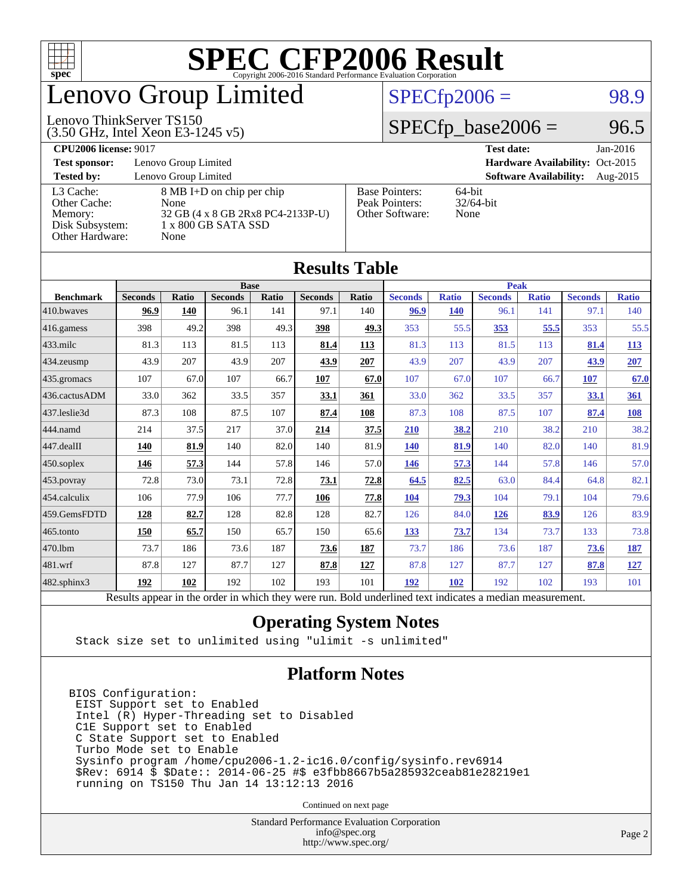# SPEC CFP2006 Result

Copyright 2006-2016 Standard Performance Evaluation Corporation

## Lenovo Group Limited

Lenovo ThinkServer TS150
(3.50 GHz, Intel Xeon E3-1245 v5)

SPECfp2006 = 98.9

SPECfp_base2006 = 96.5

**CPU2006 license:** 9017 | **Test date:** Jan-2016
**Test sponsor:** Lenovo Group Limited | **Hardware Availability:** Oct-2015
**Tested by:** Lenovo Group Limited | **Software Availability:** Aug-2015

| | |
|---|---|
| L3 Cache: | 8 MB I+D on chip per chip |
| Other Cache: | None |
| Memory: | 32 GB (4 x 8 GB 2Rx8 PC4-2133P-U) |
| Disk Subsystem: | 1 x 800 GB SATA SSD |
| Other Hardware: | None |

| | |
|---|---|
| Base Pointers: | 64-bit |
| Peak Pointers: | 32/64-bit |
| Other Software: | None |

## Results Table

| | Base | | | | | | Peak | | | | | |
|---|---|---|---|---|---|---|---|---|---|---|---|---|
| **Benchmark** | **Seconds** | **Ratio** | **Seconds** | **Ratio** | **Seconds** | **Ratio** | **Seconds** | **Ratio** | **Seconds** | **Ratio** | **Seconds** | **Ratio** |
| 410.bwaves | **96.9** | **140** | 96.1 | 141 | 97.1 | 140 | **96.9** | **140** | 96.1 | 141 | 97.1 | 140 |
| 416.gamess | 398 | 49.2 | 398 | 49.3 | **398** | **49.3** | 353 | 55.5 | **353** | **55.5** | 353 | 55.5 |
| 433.milc | 81.3 | 113 | 81.5 | 113 | **81.4** | **113** | 81.3 | 113 | 81.5 | 113 | **81.4** | **113** |
| 434.zeusmp | 43.9 | 207 | 43.9 | 207 | **43.9** | **207** | 43.9 | 207 | 43.9 | 207 | **43.9** | **207** |
| 435.gromacs | 107 | 67.0 | 107 | 66.7 | **107** | **67.0** | 107 | 67.0 | 107 | 66.7 | **107** | **67.0** |
| 436.cactusADM | 33.0 | 362 | 33.5 | 357 | **33.1** | **361** | 33.0 | 362 | 33.5 | 357 | **33.1** | **361** |
| 437.leslie3d | 87.3 | 108 | 87.5 | 107 | **87.4** | **108** | 87.3 | 108 | 87.5 | 107 | **87.4** | **108** |
| 444.namd | 214 | 37.5 | 217 | 37.0 | **214** | **37.5** | **210** | **38.2** | 210 | 38.2 | 210 | 38.2 |
| 447.dealII | **140** | **81.9** | 140 | 82.0 | 140 | 81.9 | **140** | **81.9** | 140 | 82.0 | 140 | 81.9 |
| 450.soplex | **146** | **57.3** | 144 | 57.8 | 146 | 57.0 | **146** | **57.3** | 144 | 57.8 | 146 | 57.0 |
| 453.povray | 72.8 | 73.0 | 73.1 | 72.8 | **73.1** | **72.8** | **64.5** | **82.5** | 63.0 | 84.4 | 64.8 | 82.1 |
| 454.calculix | 106 | 77.9 | 106 | 77.7 | **106** | **77.8** | **104** | **79.3** | 104 | 79.1 | 104 | 79.6 |
| 459.GemsFDTD | **128** | **82.7** | 128 | 82.8 | 128 | 82.7 | 126 | 84.0 | **126** | **83.9** | 126 | 83.9 |
| 465.tonto | **150** | **65.7** | 150 | 65.7 | 150 | 65.6 | **133** | **73.7** | 134 | 73.7 | 133 | 73.8 |
| 470.lbm | 73.7 | 186 | 73.6 | 187 | **73.6** | **187** | 73.7 | 186 | 73.6 | 187 | **73.6** | **187** |
| 481.wrf | 87.8 | 127 | 87.7 | 127 | **87.8** | **127** | 87.8 | 127 | 87.7 | 127 | **87.8** | **127** |
| 482.sphinx3 | **192** | **102** | 192 | 102 | 193 | 101 | **192** | **102** | 192 | 102 | 193 | 101 |

Results appear in the order in which they were run. Bold underlined text indicates a median measurement.

## Operating System Notes

```
Stack size set to unlimited using "ulimit -s unlimited"
```

## Platform Notes

```
BIOS Configuration:
 EIST Support set to Enabled
 Intel (R) Hyper-Threading set to Disabled
 C1E Support set to Enabled
 C State Support set to Enabled
 Turbo Mode set to Enable
 Sysinfo program /home/cpu2006-1.2-ic16.0/config/sysinfo.rev6914
 $Rev: 6914 $ $Date:: 2014-06-25 #$ e3fbb8667b5a285932ceab81e28219e1
 running on TS150 Thu Jan 14 13:12:13 2016
```

Continued on next page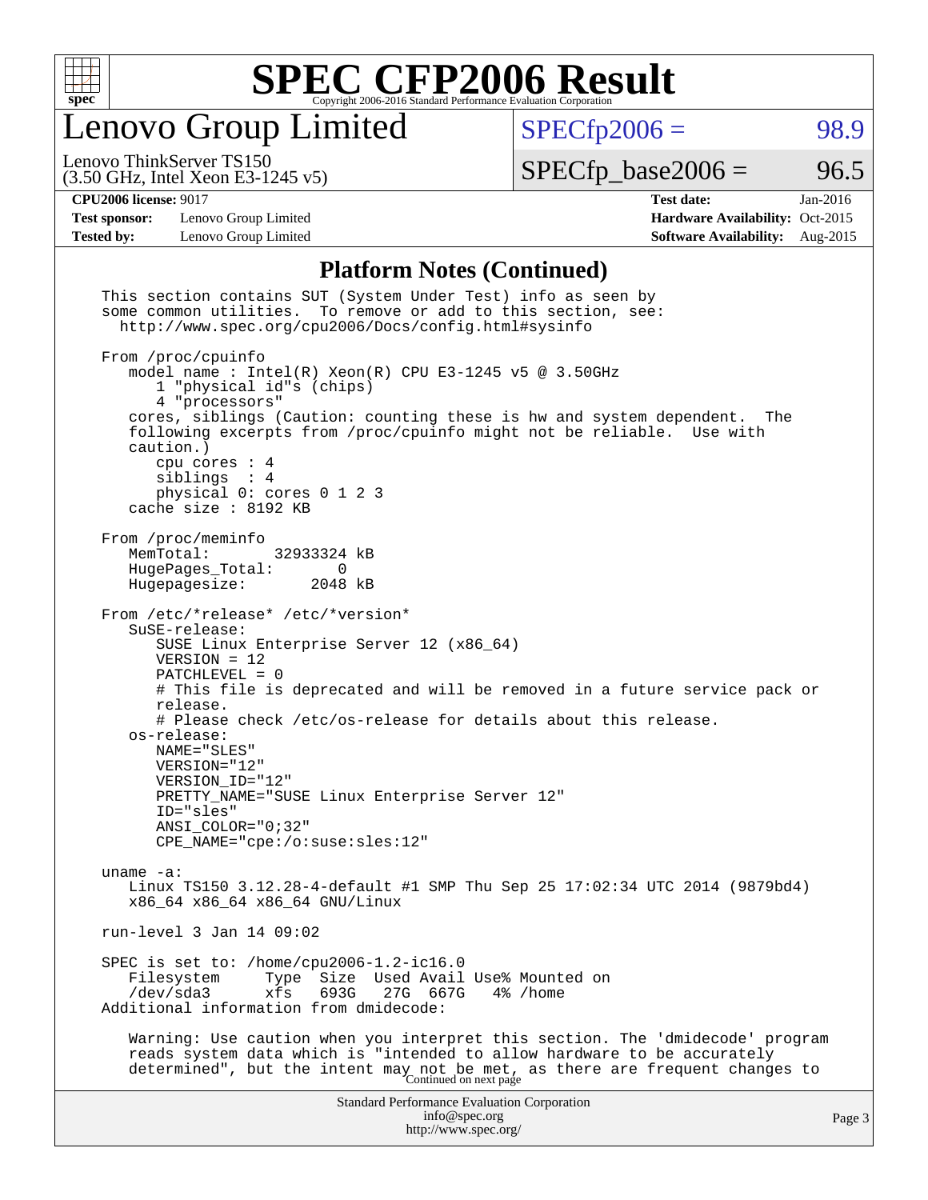# Lenovo Group Limited

Lenovo ThinkServer TS150
(3.50 GHz, Intel Xeon E3-1245 v5)

SPECfp2006 = 98.9

SPECfp_base2006 = 96.5

**CPU2006 license:** 9017
**Test sponsor:** Lenovo Group Limited
**Tested by:** Lenovo Group Limited

**Test date:** Jan-2016
**Hardware Availability:** Oct-2015
**Software Availability:** Aug-2015

## Platform Notes (Continued)

```
This section contains SUT (System Under Test) info as seen by
some common utilities.  To remove or add to this section, see:
  http://www.spec.org/cpu2006/Docs/config.html#sysinfo

From /proc/cpuinfo
   model name : Intel(R) Xeon(R) CPU E3-1245 v5 @ 3.50GHz
      1 "physical id"s (chips)
      4 "processors"
   cores, siblings (Caution: counting these is hw and system dependent.  The
   following excerpts from /proc/cpuinfo might not be reliable.  Use with
   caution.)
      cpu cores : 4
      siblings  : 4
      physical 0: cores 0 1 2 3
   cache size : 8192 KB

From /proc/meminfo
   MemTotal:       32933324 kB
   HugePages_Total:       0
   Hugepagesize:       2048 kB

From /etc/*release* /etc/*version*
   SuSE-release:
      SUSE Linux Enterprise Server 12 (x86_64)
      VERSION = 12
      PATCHLEVEL = 0
      # This file is deprecated and will be removed in a future service pack or
      release.
      # Please check /etc/os-release for details about this release.
   os-release:
      NAME="SLES"
      VERSION="12"
      VERSION_ID="12"
      PRETTY_NAME="SUSE Linux Enterprise Server 12"
      ID="sles"
      ANSI_COLOR="0;32"
      CPE_NAME="cpe:/o:suse:sles:12"

uname -a:
   Linux TS150 3.12.28-4-default #1 SMP Thu Sep 25 17:02:34 UTC 2014 (9879bd4)
   x86_64 x86_64 x86_64 GNU/Linux

run-level 3 Jan 14 09:02

SPEC is set to: /home/cpu2006-1.2-ic16.0
   Filesystem     Type  Size  Used Avail Use% Mounted on
   /dev/sda3      xfs   693G   27G  667G   4% /home
Additional information from dmidecode:

   Warning: Use caution when you interpret this section. The 'dmidecode' program
   reads system data which is "intended to allow hardware to be accurately
   determined", but the intent may not be met, as there are frequent changes to
```

Continued on next page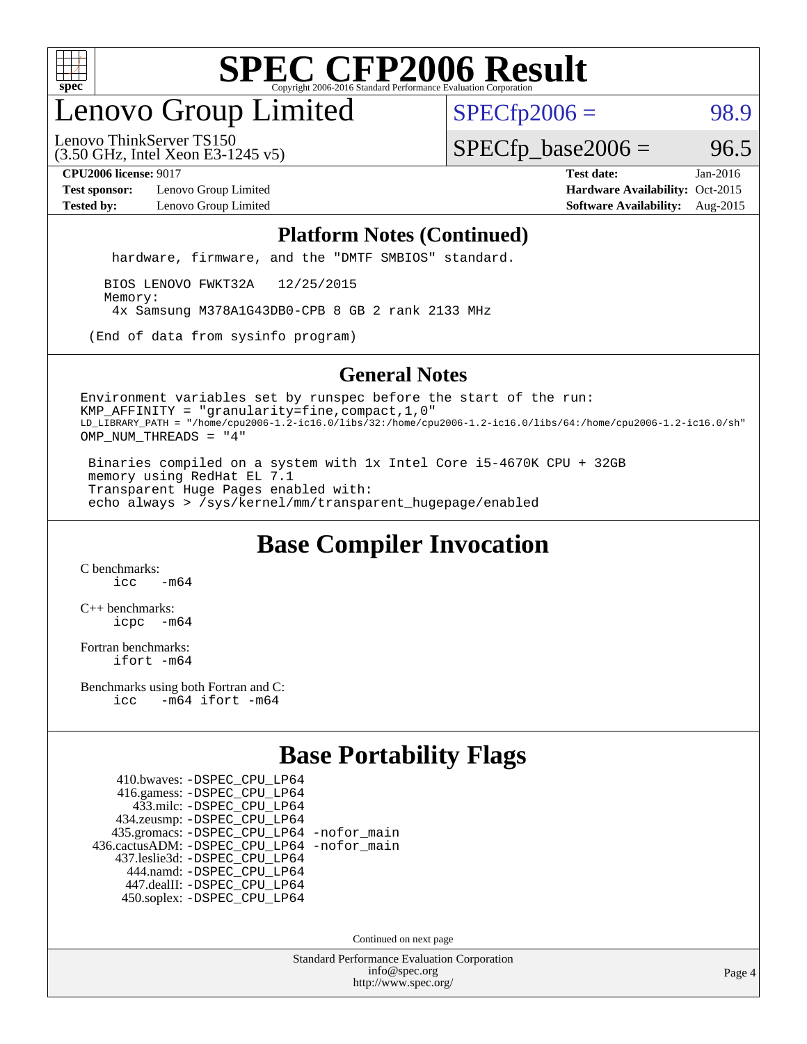# SPEC CFP2006 Result

Copyright 2006-2016 Standard Performance Evaluation Corporation

## Lenovo Group Limited

Lenovo ThinkServer TS150
(3.50 GHz, Intel Xeon E3-1245 v5)

SPECfp2006 = 98.9

SPECfp_base2006 = 96.5

**CPU2006 license:** 9017
**Test sponsor:** Lenovo Group Limited
**Tested by:** Lenovo Group Limited

**Test date:** Jan-2016
**Hardware Availability:** Oct-2015
**Software Availability:** Aug-2015

### Platform Notes (Continued)

```
    hardware, firmware, and the "DMTF SMBIOS" standard.

   BIOS LENOVO FWKT32A   12/25/2015
   Memory:
    4x Samsung M378A1G43DB0-CPB 8 GB 2 rank 2133 MHz

 (End of data from sysinfo program)
```

### General Notes

```
Environment variables set by runspec before the start of the run:
KMP_AFFINITY = "granularity=fine,compact,1,0"
LD_LIBRARY_PATH = "/home/cpu2006-1.2-ic16.0/libs/32:/home/cpu2006-1.2-ic16.0/libs/64:/home/cpu2006-1.2-ic16.0/sh"
OMP_NUM_THREADS = "4"

 Binaries compiled on a system with 1x Intel Core i5-4670K CPU + 32GB
 memory using RedHat EL 7.1
 Transparent Huge Pages enabled with:
 echo always > /sys/kernel/mm/transparent_hugepage/enabled
```

## Base Compiler Invocation

C benchmarks:
    icc   -m64

C++ benchmarks:
    icpc   -m64

Fortran benchmarks:
    ifort -m64

Benchmarks using both Fortran and C:
    icc   -m64 ifort -m64

## Base Portability Flags

410.bwaves: -DSPEC_CPU_LP64
416.gamess: -DSPEC_CPU_LP64
433.milc: -DSPEC_CPU_LP64
434.zeusmp: -DSPEC_CPU_LP64
435.gromacs: -DSPEC_CPU_LP64 -nofor_main
436.cactusADM: -DSPEC_CPU_LP64 -nofor_main
437.leslie3d: -DSPEC_CPU_LP64
444.namd: -DSPEC_CPU_LP64
447.dealII: -DSPEC_CPU_LP64
450.soplex: -DSPEC_CPU_LP64

Continued on next page

Standard Performance Evaluation Corporation
info@spec.org
http://www.spec.org/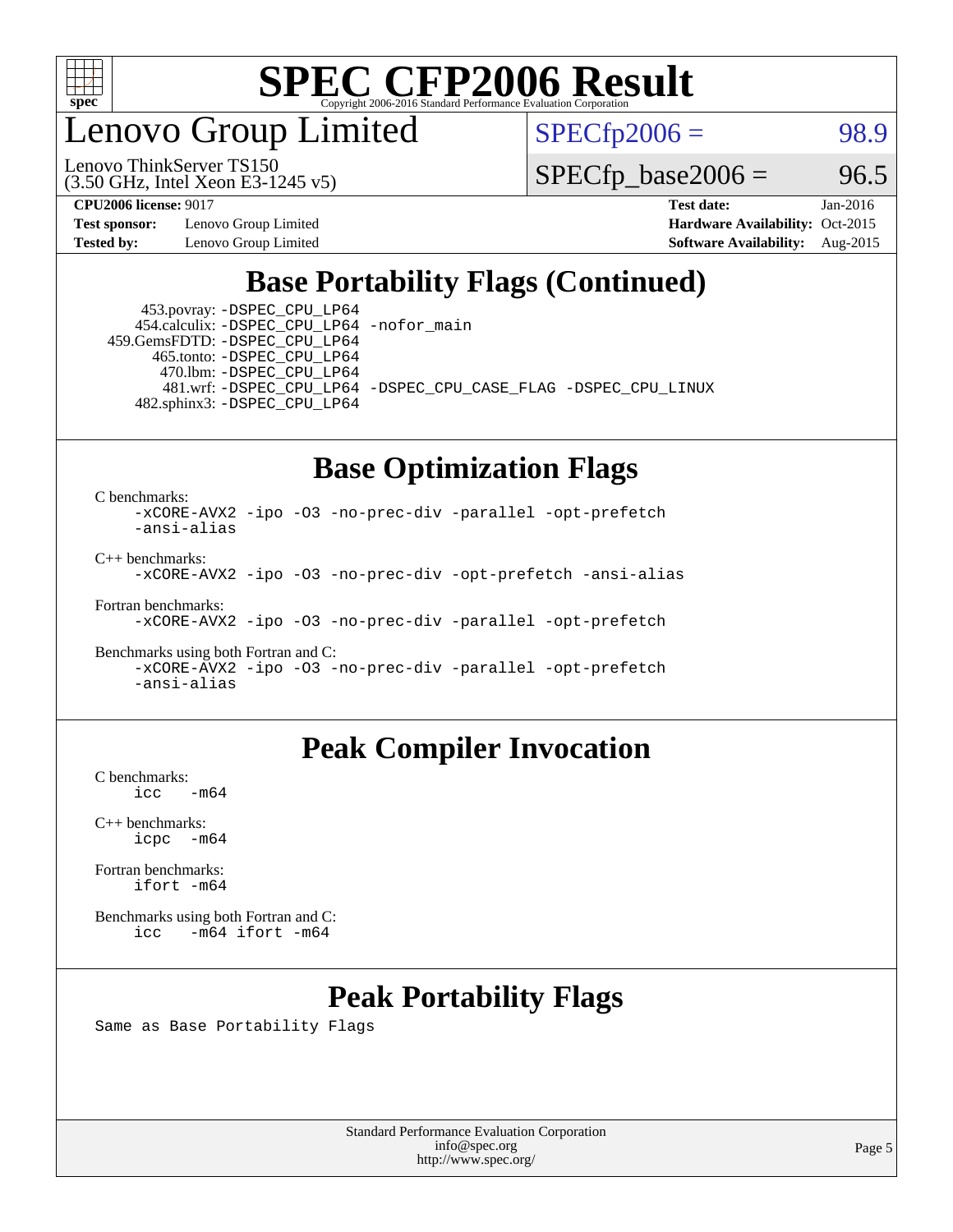# SPEC CFP2006 Result

Copyright 2006-2016 Standard Performance Evaluation Corporation

## Lenovo Group Limited

Lenovo ThinkServer TS150
(3.50 GHz, Intel Xeon E3-1245 v5)

SPECfp2006 = 98.9

SPECfp_base2006 = 96.5

| | | | |
|---|---|---|---|
| **CPU2006 license:** 9017 | | **Test date:** | Jan-2016 |
| **Test sponsor:** | Lenovo Group Limited | **Hardware Availability:** | Oct-2015 |
| **Tested by:** | Lenovo Group Limited | **Software Availability:** | Aug-2015 |

## Base Portability Flags (Continued)

```
      453.povray: -DSPEC_CPU_LP64
     454.calculix: -DSPEC_CPU_LP64 -nofor_main
    459.GemsFDTD: -DSPEC_CPU_LP64
       465.tonto: -DSPEC_CPU_LP64
         470.lbm: -DSPEC_CPU_LP64
         481.wrf: -DSPEC_CPU_LP64 -DSPEC_CPU_CASE_FLAG -DSPEC_CPU_LINUX
     482.sphinx3: -DSPEC_CPU_LP64
```

## Base Optimization Flags

C benchmarks:
```
-xCORE-AVX2 -ipo -O3 -no-prec-div -parallel -opt-prefetch
-ansi-alias
```

C++ benchmarks:
```
-xCORE-AVX2 -ipo -O3 -no-prec-div -opt-prefetch -ansi-alias
```

Fortran benchmarks:
```
-xCORE-AVX2 -ipo -O3 -no-prec-div -parallel -opt-prefetch
```

Benchmarks using both Fortran and C:
```
-xCORE-AVX2 -ipo -O3 -no-prec-div -parallel -opt-prefetch
-ansi-alias
```

## Peak Compiler Invocation

C benchmarks:
```
icc   -m64
```

C++ benchmarks:
```
icpc  -m64
```

Fortran benchmarks:
```
ifort -m64
```

Benchmarks using both Fortran and C:
```
icc   -m64 ifort -m64
```

## Peak Portability Flags

Same as Base Portability Flags

Standard Performance Evaluation Corporation
info@spec.org
http://www.spec.org/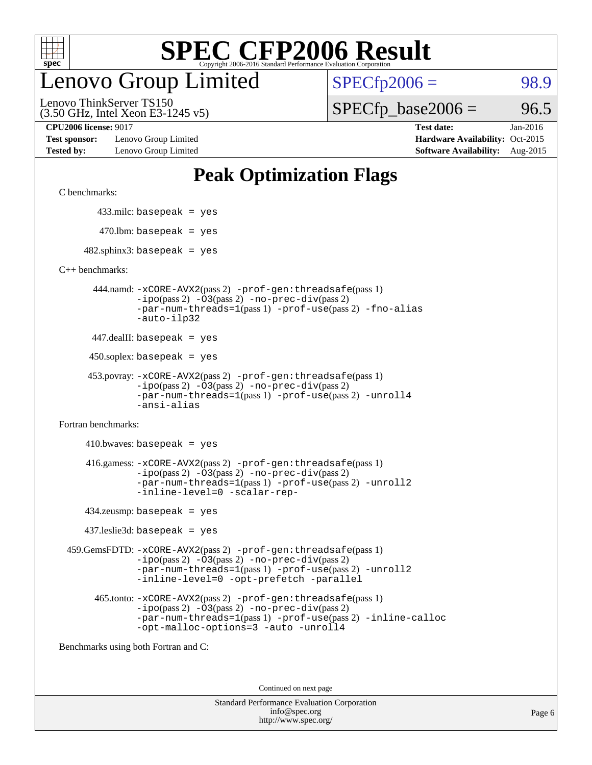# SPEC CFP2006 Result

Copyright 2006-2016 Standard Performance Evaluation Corporation

## Lenovo Group Limited

Lenovo ThinkServer TS150
(3.50 GHz, Intel Xeon E3-1245 v5)

SPECfp2006 = 98.9

SPECfp_base2006 = 96.5

**CPU2006 license:** 9017
**Test sponsor:** Lenovo Group Limited
**Tested by:** Lenovo Group Limited

**Test date:** Jan-2016
**Hardware Availability:** Oct-2015
**Software Availability:** Aug-2015

# Peak Optimization Flags

C benchmarks:

433.milc: `basepeak = yes`

470.lbm: `basepeak = yes`

482.sphinx3: `basepeak = yes`

C++ benchmarks:

444.namd: `-xCORE-AVX2`(pass 2) `-prof-gen:threadsafe`(pass 1) `-ipo`(pass 2) `-O3`(pass 2) `-no-prec-div`(pass 2) `-par-num-threads=1`(pass 1) `-prof-use`(pass 2) `-fno-alias` `-auto-ilp32`

447.dealII: `basepeak = yes`

450.soplex: `basepeak = yes`

453.povray: `-xCORE-AVX2`(pass 2) `-prof-gen:threadsafe`(pass 1) `-ipo`(pass 2) `-O3`(pass 2) `-no-prec-div`(pass 2) `-par-num-threads=1`(pass 1) `-prof-use`(pass 2) `-unroll4` `-ansi-alias`

Fortran benchmarks:

410.bwaves: `basepeak = yes`

416.gamess: `-xCORE-AVX2`(pass 2) `-prof-gen:threadsafe`(pass 1) `-ipo`(pass 2) `-O3`(pass 2) `-no-prec-div`(pass 2) `-par-num-threads=1`(pass 1) `-prof-use`(pass 2) `-unroll2` `-inline-level=0` `-scalar-rep-`

434.zeusmp: `basepeak = yes`

437.leslie3d: `basepeak = yes`

459.GemsFDTD: `-xCORE-AVX2`(pass 2) `-prof-gen:threadsafe`(pass 1) `-ipo`(pass 2) `-O3`(pass 2) `-no-prec-div`(pass 2) `-par-num-threads=1`(pass 1) `-prof-use`(pass 2) `-unroll2` `-inline-level=0` `-opt-prefetch` `-parallel`

465.tonto: `-xCORE-AVX2`(pass 2) `-prof-gen:threadsafe`(pass 1) `-ipo`(pass 2) `-O3`(pass 2) `-no-prec-div`(pass 2) `-par-num-threads=1`(pass 1) `-prof-use`(pass 2) `-inline-calloc` `-opt-malloc-options=3` `-auto` `-unroll4`

Benchmarks using both Fortran and C:

Continued on next page

Standard Performance Evaluation Corporation
info@spec.org
http://www.spec.org/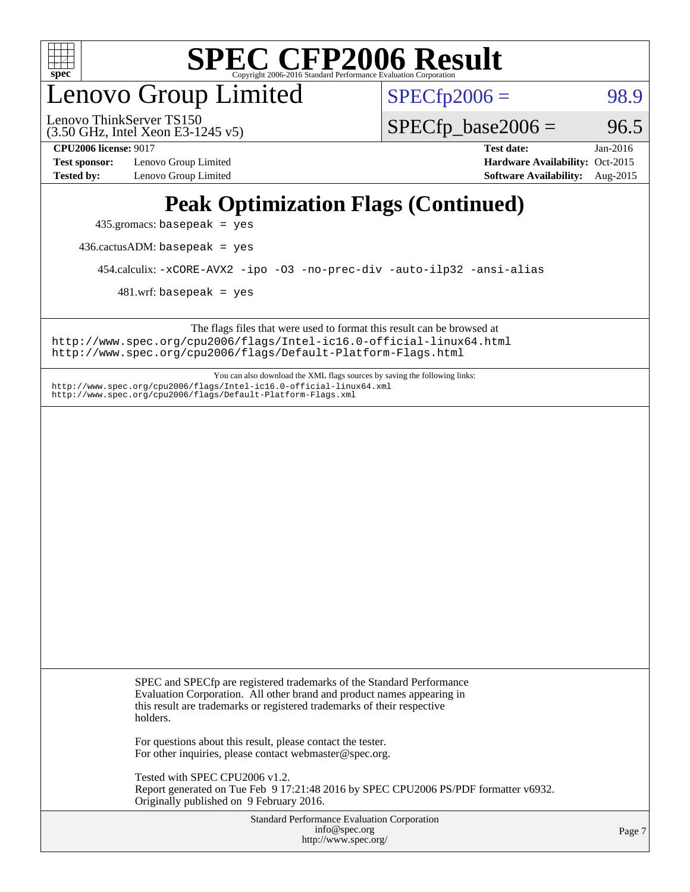# Peak Optimization Flags (Continued)

435.gromacs: basepeak = yes

436.cactusADM: basepeak = yes

454.calculix: -xCORE-AVX2 -ipo -O3 -no-prec-div -auto-ilp32 -ansi-alias

481.wrf: basepeak = yes

The flags files that were used to format this result can be browsed at
http://www.spec.org/cpu2006/flags/Intel-ic16.0-official-linux64.html
http://www.spec.org/cpu2006/flags/Default-Platform-Flags.html

You can also download the XML flags sources by saving the following links:
http://www.spec.org/cpu2006/flags/Intel-ic16.0-official-linux64.xml
http://www.spec.org/cpu2006/flags/Default-Platform-Flags.xml

SPEC and SPECfp are registered trademarks of the Standard Performance Evaluation Corporation. All other brand and product names appearing in this result are trademarks or registered trademarks of their respective holders.

For questions about this result, please contact the tester.
For other inquiries, please contact webmaster@spec.org.

Tested with SPEC CPU2006 v1.2.
Report generated on Tue Feb 9 17:21:48 2016 by SPEC CPU2006 PS/PDF formatter v6932.
Originally published on 9 February 2016.